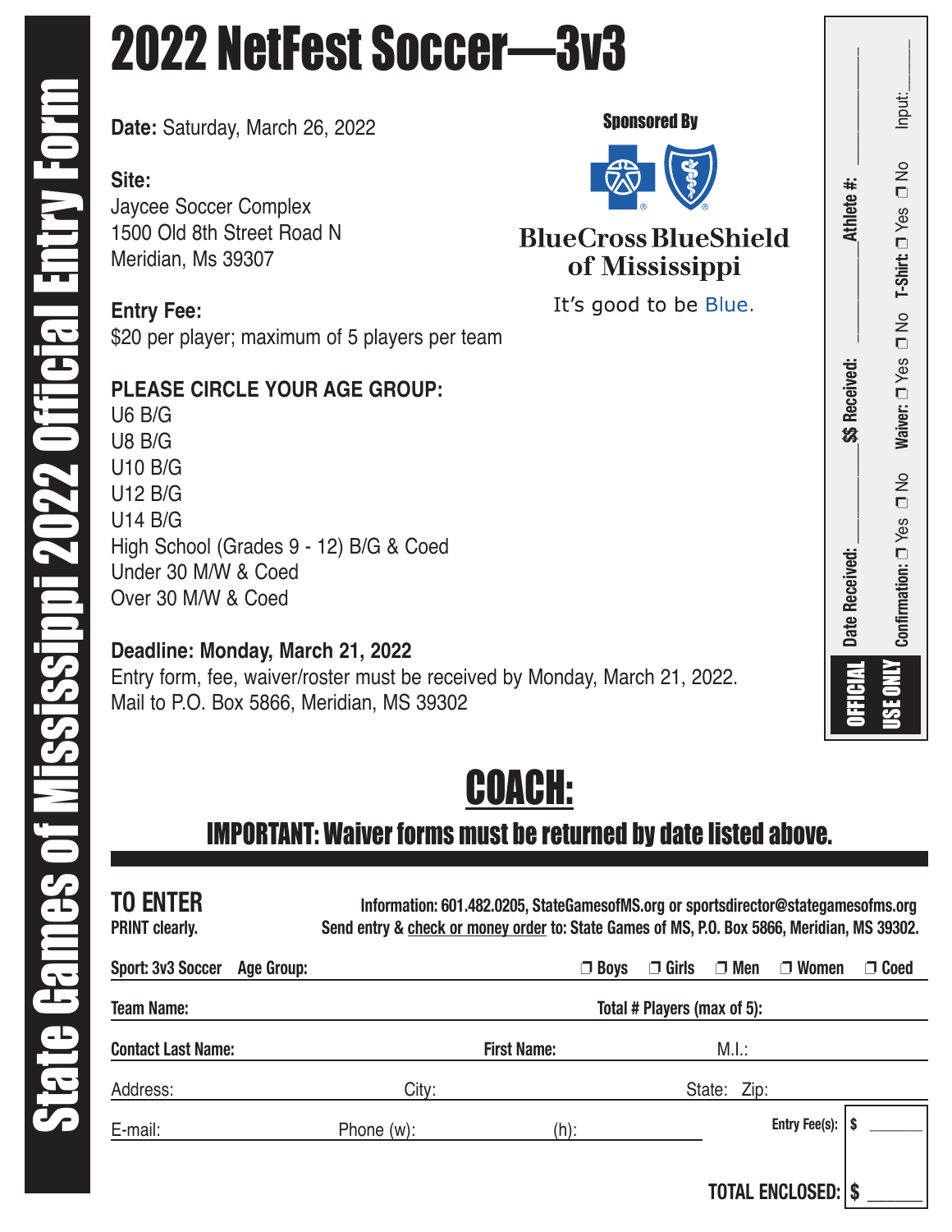State Games of Mississippi 2022 Official Entry Form

# 2022 NetFest Soccer—3v3

**Date:** Saturday, March 26, 2022

**Site:**
Jaycee Soccer Complex
1500 Old 8th Street Road N
Meridian, Ms 39307

**Entry Fee:**
$20 per player; maximum of 5 players per team

**PLEASE CIRCLE YOUR AGE GROUP:**
U6 B/G
U8 B/G
U10 B/G
U12 B/G
U14 B/G
High School (Grades 9 - 12) B/G & Coed
Under 30 M/W & Coed
Over 30 M/W & Coed

**Deadline: Monday, March 21, 2022**
Entry form, fee, waiver/roster must be received by Monday, March 21, 2022.
Mail to P.O. Box 5866, Meridian, MS 39302

Sponsored By

BlueCross BlueShield of Mississippi

It's good to be Blue.

**OFFICIAL USE ONLY**
Date Received: ________ $$ Received: ________ Athlete #: ________
Confirmation: ☐ Yes ☐ No Waiver: ☐ Yes ☐ No T-Shirt: ☐ Yes ☐ No Input: ____

## COACH:

### IMPORTANT: Waiver forms must be returned by date listed above.

**TO ENTER**
**PRINT clearly.**

**Information: 601.482.0205, StateGamesofMS.org or sportsdirector@stategamesofms.org**
**Send entry & check or money order to: State Games of MS, P.O. Box 5866, Meridian, MS 39302.**

**Sport: 3v3 Soccer** **Age Group:** ☐ Boys ☐ Girls ☐ Men ☐ Women ☐ Coed

**Team Name:** **Total # Players (max of 5):**

**Contact Last Name:** **First Name:** M.I.:

Address: City: State: Zip:

E-mail: Phone (w): (h):

**Entry Fee(s):** $ ______

**TOTAL ENCLOSED:** $ ______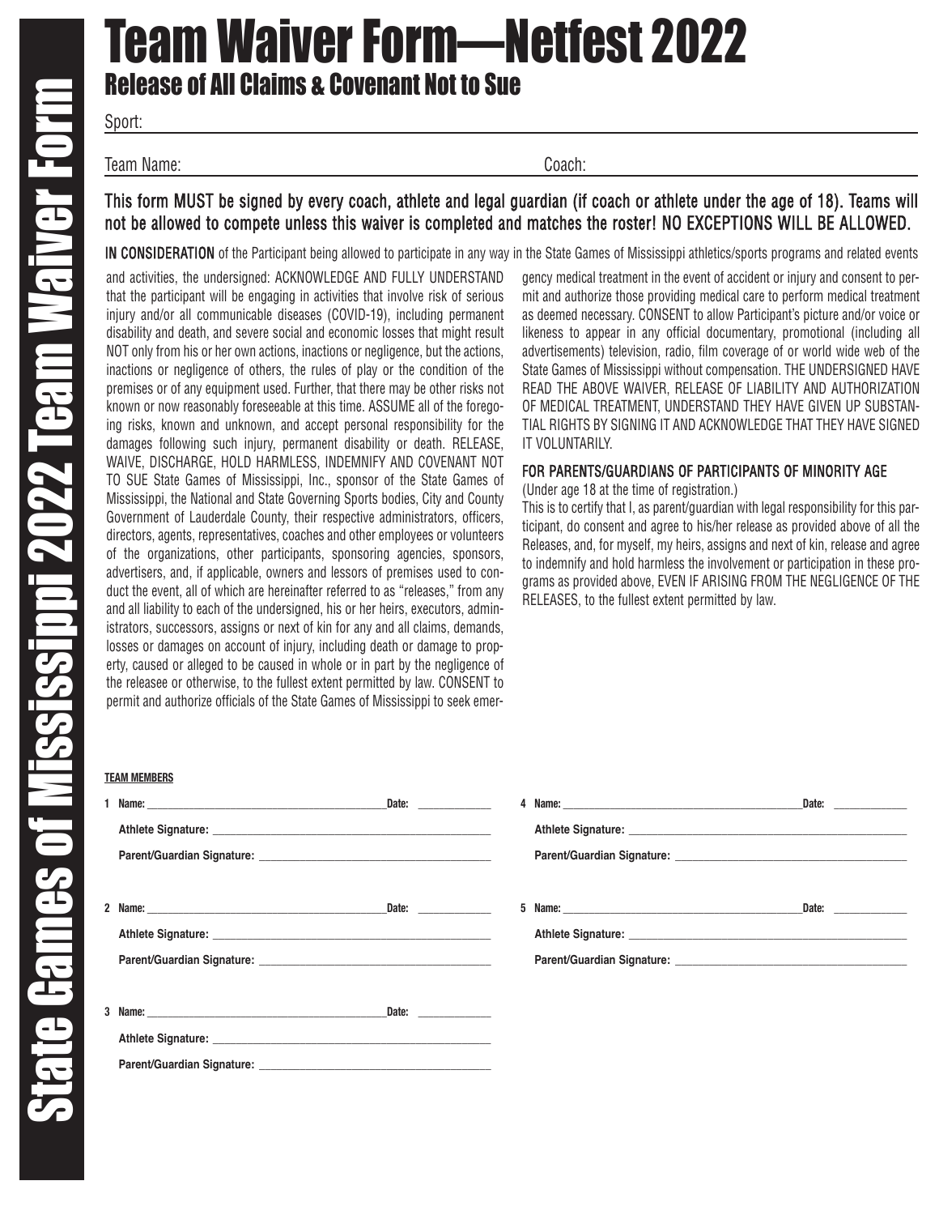# Team Waiver Form—Netfest 2022

## Release of All Claims & Covenant Not to Sue

State Games of Mississippi 2022 Team Waiver Form

Sport: ______________________________

Team Name: ______________________________ Coach: ______________________________

**This form MUST be signed by every coach, athlete and legal guardian (if coach or athlete under the age of 18). Teams will not be allowed to compete unless this waiver is completed and matches the roster! NO EXCEPTIONS WILL BE ALLOWED.**

**IN CONSIDERATION** of the Participant being allowed to participate in any way in the State Games of Mississippi athletics/sports programs and related events and activities, the undersigned: ACKNOWLEDGE AND FULLY UNDERSTAND that the participant will be engaging in activities that involve risk of serious injury and/or all communicable diseases (COVID-19), including permanent disability and death, and severe social and economic losses that might result NOT only from his or her own actions, inactions or negligence, but the actions, inactions or negligence of others, the rules of play or the condition of the premises or of any equipment used. Further, that there may be other risks not known or now reasonably foreseeable at this time. ASSUME all of the foregoing risks, known and unknown, and accept personal responsibility for the damages following such injury, permanent disability or death. RELEASE, WAIVE, DISCHARGE, HOLD HARMLESS, INDEMNIFY AND COVENANT NOT TO SUE State Games of Mississippi, Inc., sponsor of the State Games of Mississippi, the National and State Governing Sports bodies, City and County Government of Lauderdale County, their respective administrators, officers, directors, agents, representatives, coaches and other employees or volunteers of the organizations, other participants, sponsoring agencies, sponsors, advertisers, and, if applicable, owners and lessors of premises used to conduct the event, all of which are hereinafter referred to as "releases," from any and all liability to each of the undersigned, his or her heirs, executors, administrators, successors, assigns or next of kin for any and all claims, demands, losses or damages on account of injury, including death or damage to property, caused or alleged to be caused in whole or in part by the negligence of the releasee or otherwise, to the fullest extent permitted by law. CONSENT to permit and authorize officials of the State Games of Mississippi to seek emergency medical treatment in the event of accident or injury and consent to permit and authorize those providing medical care to perform medical treatment as deemed necessary. CONSENT to allow Participant's picture and/or voice or likeness to appear in any official documentary, promotional (including all advertisements) television, radio, film coverage of or world wide web of the State Games of Mississippi without compensation. THE UNDERSIGNED HAVE READ THE ABOVE WAIVER, RELEASE OF LIABILITY AND AUTHORIZATION OF MEDICAL TREATMENT, UNDERSTAND THEY HAVE GIVEN UP SUBSTANTIAL RIGHTS BY SIGNING IT AND ACKNOWLEDGE THAT THEY HAVE SIGNED IT VOLUNTARILY.

**FOR PARENTS/GUARDIANS OF PARTICIPANTS OF MINORITY AGE**
(Under age 18 at the time of registration.)

This is to certify that I, as parent/guardian with legal responsibility for this participant, do consent and agree to his/her release as provided above of all the Releases, and, for myself, my heirs, assigns and next of kin, release and agree to indemnify and hold harmless the involvement or participation in these programs as provided above, EVEN IF ARISING FROM THE NEGLIGENCE OF THE RELEASES, to the fullest extent permitted by law.

**TEAM MEMBERS**

**1 Name:** ______________________________ **Date:** __________

**Athlete Signature:** ______________________________

**Parent/Guardian Signature:** ______________________________

**2 Name:** ______________________________ **Date:** __________

**Athlete Signature:** ______________________________

**Parent/Guardian Signature:** ______________________________

**3 Name:** ______________________________ **Date:** __________

**Athlete Signature:** ______________________________

**Parent/Guardian Signature:** ______________________________

**4 Name:** ______________________________ **Date:** __________

**Athlete Signature:** ______________________________

**Parent/Guardian Signature:** ______________________________

**5 Name:** ______________________________ **Date:** __________

**Athlete Signature:** ______________________________

**Parent/Guardian Signature:** ______________________________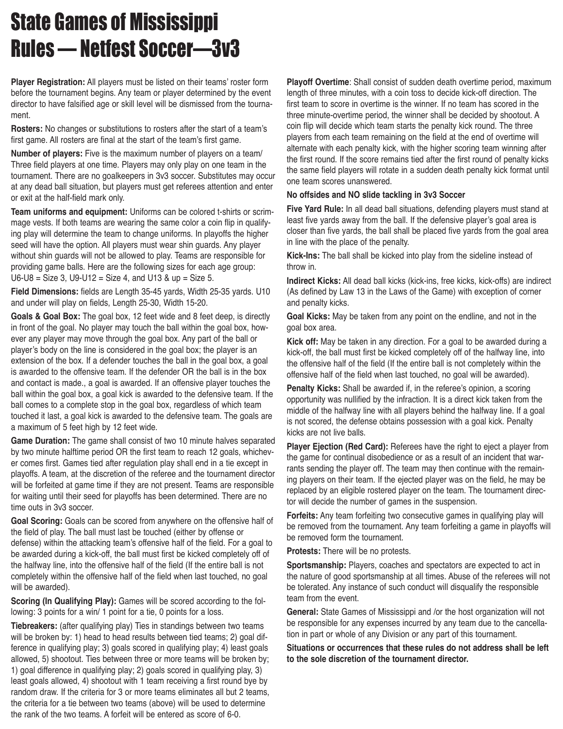# State Games of Mississippi Rules — Netfest Soccer—3v3

**Player Registration:** All players must be listed on their teams' roster form before the tournament begins. Any team or player determined by the event director to have falsified age or skill level will be dismissed from the tournament.

**Rosters:** No changes or substitutions to rosters after the start of a team's first game. All rosters are final at the start of the team's first game.

**Number of players:** Five is the maximum number of players on a team/ Three field players at one time. Players may only play on one team in the tournament. There are no goalkeepers in 3v3 soccer. Substitutes may occur at any dead ball situation, but players must get referees attention and enter or exit at the half-field mark only.

**Team uniforms and equipment:** Uniforms can be colored t-shirts or scrimmage vests. If both teams are wearing the same color a coin flip in qualifying play will determine the team to change uniforms. In playoffs the higher seed will have the option. All players must wear shin guards. Any player without shin guards will not be allowed to play. Teams are responsible for providing game balls. Here are the following sizes for each age group: U6-U8 = Size 3, U9-U12 = Size 4, and U13 & up = Size 5.

**Field Dimensions:** fields are Length 35-45 yards, Width 25-35 yards. U10 and under will play on fields, Length 25-30, Width 15-20.

**Goals & Goal Box:** The goal box, 12 feet wide and 8 feet deep, is directly in front of the goal. No player may touch the ball within the goal box, however any player may move through the goal box. Any part of the ball or player's body on the line is considered in the goal box; the player is an extension of the box. If a defender touches the ball in the goal box, a goal is awarded to the offensive team. If the defender OR the ball is in the box and contact is made., a goal is awarded. If an offensive player touches the ball within the goal box, a goal kick is awarded to the defensive team. If the ball comes to a complete stop in the goal box, regardless of which team touched it last, a goal kick is awarded to the defensive team. The goals are a maximum of 5 feet high by 12 feet wide.

**Game Duration:** The game shall consist of two 10 minute halves separated by two minute halftime period OR the first team to reach 12 goals, whichever comes first. Games tied after regulation play shall end in a tie except in playoffs. A team, at the discretion of the referee and the tournament director will be forfeited at game time if they are not present. Teams are responsible for waiting until their seed for playoffs has been determined. There are no time outs in 3v3 soccer.

**Goal Scoring:** Goals can be scored from anywhere on the offensive half of the field of play. The ball must last be touched (either by offense or defense) within the attacking team's offensive half of the field. For a goal to be awarded during a kick-off, the ball must first be kicked completely off of the halfway line, into the offensive half of the field (If the entire ball is not completely within the offensive half of the field when last touched, no goal will be awarded).

**Scoring (In Qualifying Play):** Games will be scored according to the following: 3 points for a win/ 1 point for a tie, 0 points for a loss.

**Tiebreakers:** (after qualifying play) Ties in standings between two teams will be broken by: 1) head to head results between tied teams; 2) goal difference in qualifying play; 3) goals scored in qualifying play; 4) least goals allowed, 5) shootout. Ties between three or more teams will be broken by; 1) goal difference in qualifying play; 2) goals scored in qualifying play, 3) least goals allowed, 4) shootout with 1 team receiving a first round bye by random draw. If the criteria for 3 or more teams eliminates all but 2 teams, the criteria for a tie between two teams (above) will be used to determine the rank of the two teams. A forfeit will be entered as score of 6-0.

**Playoff Overtime**: Shall consist of sudden death overtime period, maximum length of three minutes, with a coin toss to decide kick-off direction. The first team to score in overtime is the winner. If no team has scored in the three minute-overtime period, the winner shall be decided by shootout. A coin flip will decide which team starts the penalty kick round. The three players from each team remaining on the field at the end of overtime will alternate with each penalty kick, with the higher scoring team winning after the first round. If the score remains tied after the first round of penalty kicks the same field players will rotate in a sudden death penalty kick format until one team scores unanswered.

**No offsides and NO slide tackling in 3v3 Soccer**

**Five Yard Rule:** In all dead ball situations, defending players must stand at least five yards away from the ball. If the defensive player's goal area is closer than five yards, the ball shall be placed five yards from the goal area in line with the place of the penalty.

**Kick-Ins:** The ball shall be kicked into play from the sideline instead of throw in.

**Indirect Kicks:** All dead ball kicks (kick-ins, free kicks, kick-offs) are indirect (As defined by Law 13 in the Laws of the Game) with exception of corner and penalty kicks.

**Goal Kicks:** May be taken from any point on the endline, and not in the goal box area.

**Kick off:** May be taken in any direction. For a goal to be awarded during a kick-off, the ball must first be kicked completely off of the halfway line, into the offensive half of the field (If the entire ball is not completely within the offensive half of the field when last touched, no goal will be awarded).

**Penalty Kicks:** Shall be awarded if, in the referee's opinion, a scoring opportunity was nullified by the infraction. It is a direct kick taken from the middle of the halfway line with all players behind the halfway line. If a goal is not scored, the defense obtains possession with a goal kick. Penalty kicks are not live balls.

**Player Ejection (Red Card):** Referees have the right to eject a player from the game for continual disobedience or as a result of an incident that warrants sending the player off. The team may then continue with the remaining players on their team. If the ejected player was on the field, he may be replaced by an eligible rostered player on the team. The tournament director will decide the number of games in the suspension.

**Forfeits:** Any team forfeiting two consecutive games in qualifying play will be removed from the tournament. Any team forfeiting a game in playoffs will be removed form the tournament.

**Protests:** There will be no protests.

**Sportsmanship:** Players, coaches and spectators are expected to act in the nature of good sportsmanship at all times. Abuse of the referees will not be tolerated. Any instance of such conduct will disqualify the responsible team from the event.

**General:** State Games of Mississippi and /or the host organization will not be responsible for any expenses incurred by any team due to the cancellation in part or whole of any Division or any part of this tournament.

**Situations or occurrences that these rules do not address shall be left to the sole discretion of the tournament director.**